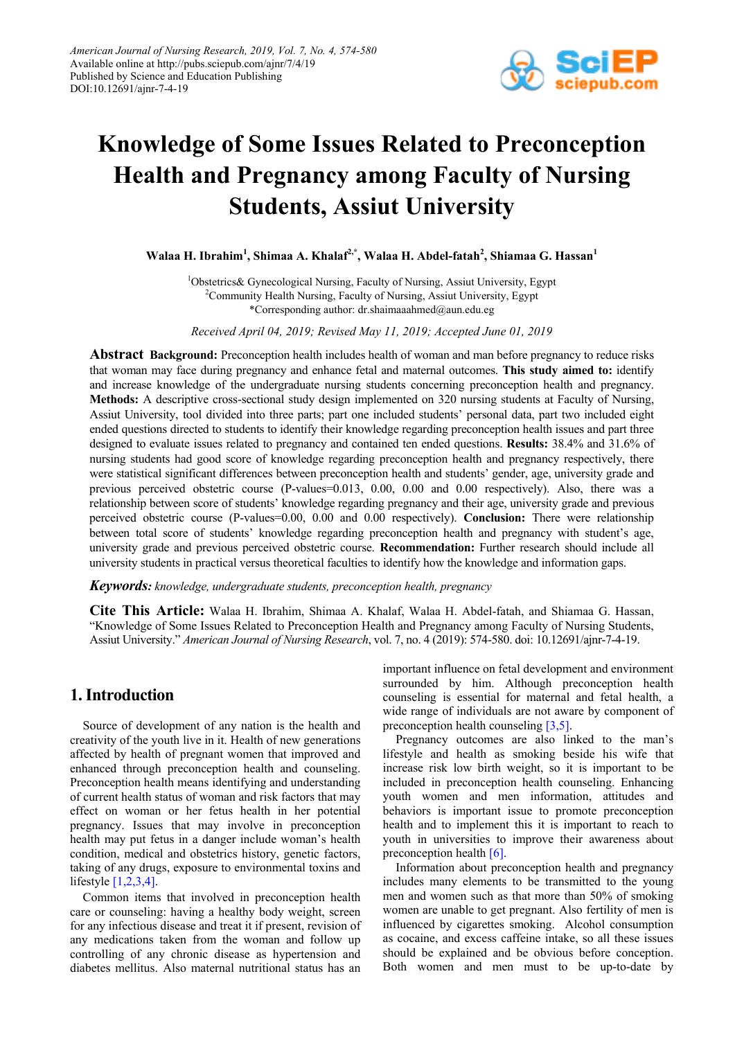American Journal of Nursing Research, 2019, Vol. 7, No. 4, 574-580
Available online at http://pubs.sciepub.com/ajnr/7/4/19
Published by Science and Education Publishing
DOI:10.12691/ajnr-7-4-19

# Knowledge of Some Issues Related to Preconception Health and Pregnancy among Faculty of Nursing Students, Assiut University

**Walaa H. Ibrahim[1], Shimaa A. Khalaf[2,*], Walaa H. Abdel-fatah[2], Shiamaa G. Hassan[1]**

[1]Obstetrics& Gynecological Nursing, Faculty of Nursing, Assiut University, Egypt
[2]Community Health Nursing, Faculty of Nursing, Assiut University, Egypt
*Corresponding author: dr.shaimaaahmed@aun.edu.eg

*Received April 04, 2019; Revised May 11, 2019; Accepted June 01, 2019*

**Abstract** **Background:** Preconception health includes health of woman and man before pregnancy to reduce risks that woman may face during pregnancy and enhance fetal and maternal outcomes. **This study aimed to:** identify and increase knowledge of the undergraduate nursing students concerning preconception health and pregnancy. **Methods:** A descriptive cross-sectional study design implemented on 320 nursing students at Faculty of Nursing, Assiut University, tool divided into three parts; part one included students' personal data, part two included eight ended questions directed to students to identify their knowledge regarding preconception health issues and part three designed to evaluate issues related to pregnancy and contained ten ended questions. **Results:** 38.4% and 31.6% of nursing students had good score of knowledge regarding preconception health and pregnancy respectively, there were statistical significant differences between preconception health and students' gender, age, university grade and previous perceived obstetric course (P-values=0.013, 0.00, 0.00 and 0.00 respectively). Also, there was a relationship between score of students' knowledge regarding pregnancy and their age, university grade and previous perceived obstetric course (P-values=0.00, 0.00 and 0.00 respectively). **Conclusion:** There were relationship between total score of students' knowledge regarding preconception health and pregnancy with student's age, university grade and previous perceived obstetric course. **Recommendation:** Further research should include all university students in practical versus theoretical faculties to identify how the knowledge and information gaps.

***Keywords:*** *knowledge, undergraduate students, preconception health, pregnancy*

**Cite This Article:** Walaa H. Ibrahim, Shimaa A. Khalaf, Walaa H. Abdel-fatah, and Shiamaa G. Hassan, "Knowledge of Some Issues Related to Preconception Health and Pregnancy among Faculty of Nursing Students, Assiut University." *American Journal of Nursing Research*, vol. 7, no. 4 (2019): 574-580. doi: 10.12691/ajnr-7-4-19.

## 1. Introduction

Source of development of any nation is the health and creativity of the youth live in it. Health of new generations affected by health of pregnant women that improved and enhanced through preconception health and counseling. Preconception health means identifying and understanding of current health status of woman and risk factors that may effect on woman or her fetus health in her potential pregnancy. Issues that may involve in preconception health may put fetus in a danger include woman's health condition, medical and obstetrics history, genetic factors, taking of any drugs, exposure to environmental toxins and lifestyle [1,2,3,4].

Common items that involved in preconception health care or counseling: having a healthy body weight, screen for any infectious disease and treat it if present, revision of any medications taken from the woman and follow up controlling of any chronic disease as hypertension and diabetes mellitus. Also maternal nutritional status has an important influence on fetal development and environment surrounded by him. Although preconception health counseling is essential for maternal and fetal health, a wide range of individuals are not aware by component of preconception health counseling [3,5].

Pregnancy outcomes are also linked to the man's lifestyle and health as smoking beside his wife that increase risk low birth weight, so it is important to be included in preconception health counseling. Enhancing youth women and men information, attitudes and behaviors is important issue to promote preconception health and to implement this it is important to reach to youth in universities to improve their awareness about preconception health [6].

Information about preconception health and pregnancy includes many elements to be transmitted to the young men and women such as that more than 50% of smoking women are unable to get pregnant. Also fertility of men is influenced by cigarettes smoking. Alcohol consumption as cocaine, and excess caffeine intake, so all these issues should be explained and be obvious before conception. Both women and men must to be up-to-date by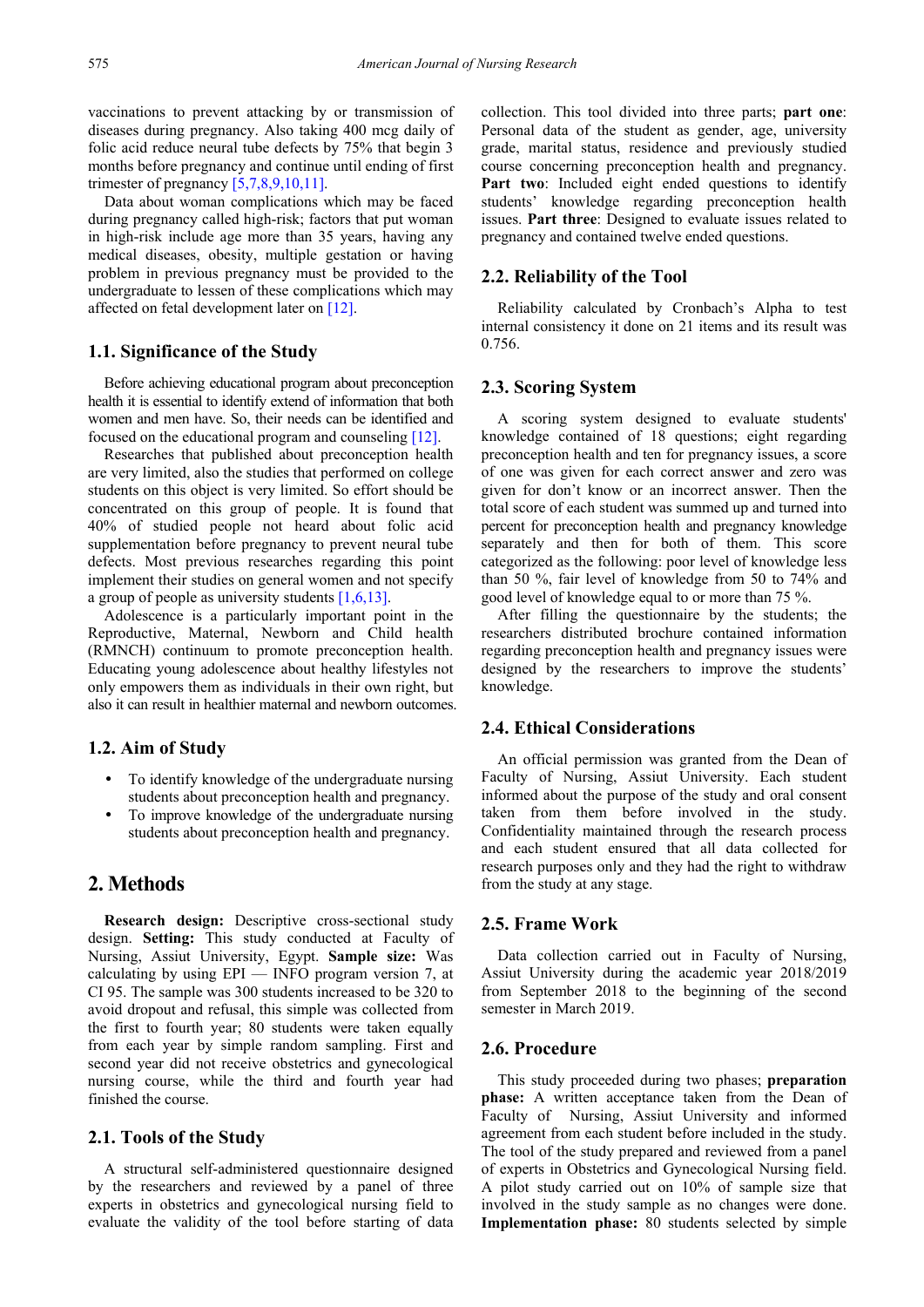vaccinations to prevent attacking by or transmission of diseases during pregnancy. Also taking 400 mcg daily of folic acid reduce neural tube defects by 75% that begin 3 months before pregnancy and continue until ending of first trimester of pregnancy [5,7,8,9,10,11].

Data about woman complications which may be faced during pregnancy called high-risk; factors that put woman in high-risk include age more than 35 years, having any medical diseases, obesity, multiple gestation or having problem in previous pregnancy must be provided to the undergraduate to lessen of these complications which may affected on fetal development later on [12].

### 1.1. Significance of the Study

Before achieving educational program about preconception health it is essential to identify extend of information that both women and men have. So, their needs can be identified and focused on the educational program and counseling [12].

Researches that published about preconception health are very limited, also the studies that performed on college students on this object is very limited. So effort should be concentrated on this group of people. It is found that 40% of studied people not heard about folic acid supplementation before pregnancy to prevent neural tube defects. Most previous researches regarding this point implement their studies on general women and not specify a group of people as university students [1,6,13].

Adolescence is a particularly important point in the Reproductive, Maternal, Newborn and Child health (RMNCH) continuum to promote preconception health. Educating young adolescence about healthy lifestyles not only empowers them as individuals in their own right, but also it can result in healthier maternal and newborn outcomes.

### 1.2. Aim of Study

- To identify knowledge of the undergraduate nursing students about preconception health and pregnancy.
- To improve knowledge of the undergraduate nursing students about preconception health and pregnancy.

## 2. Methods

**Research design:** Descriptive cross-sectional study design. **Setting:** This study conducted at Faculty of Nursing, Assiut University, Egypt. **Sample size:** Was calculating by using EPI — INFO program version 7, at CI 95. The sample was 300 students increased to be 320 to avoid dropout and refusal, this simple was collected from the first to fourth year; 80 students were taken equally from each year by simple random sampling. First and second year did not receive obstetrics and gynecological nursing course, while the third and fourth year had finished the course.

### 2.1. Tools of the Study

A structural self-administered questionnaire designed by the researchers and reviewed by a panel of three experts in obstetrics and gynecological nursing field to evaluate the validity of the tool before starting of data collection. This tool divided into three parts; **part one**: Personal data of the student as gender, age, university grade, marital status, residence and previously studied course concerning preconception health and pregnancy. **Part two**: Included eight ended questions to identify students' knowledge regarding preconception health issues. **Part three**: Designed to evaluate issues related to pregnancy and contained twelve ended questions.

### 2.2. Reliability of the Tool

Reliability calculated by Cronbach's Alpha to test internal consistency it done on 21 items and its result was 0.756.

### 2.3. Scoring System

A scoring system designed to evaluate students' knowledge contained of 18 questions; eight regarding preconception health and ten for pregnancy issues, a score of one was given for each correct answer and zero was given for don't know or an incorrect answer. Then the total score of each student was summed up and turned into percent for preconception health and pregnancy knowledge separately and then for both of them. This score categorized as the following: poor level of knowledge less than 50 %, fair level of knowledge from 50 to 74% and good level of knowledge equal to or more than 75 %.

After filling the questionnaire by the students; the researchers distributed brochure contained information regarding preconception health and pregnancy issues were designed by the researchers to improve the students' knowledge.

### 2.4. Ethical Considerations

An official permission was granted from the Dean of Faculty of Nursing, Assiut University. Each student informed about the purpose of the study and oral consent taken from them before involved in the study. Confidentiality maintained through the research process and each student ensured that all data collected for research purposes only and they had the right to withdraw from the study at any stage.

### 2.5. Frame Work

Data collection carried out in Faculty of Nursing, Assiut University during the academic year 2018/2019 from September 2018 to the beginning of the second semester in March 2019.

### 2.6. Procedure

This study proceeded during two phases; **preparation phase:** A written acceptance taken from the Dean of Faculty of Nursing, Assiut University and informed agreement from each student before included in the study. The tool of the study prepared and reviewed from a panel of experts in Obstetrics and Gynecological Nursing field. A pilot study carried out on 10% of sample size that involved in the study sample as no changes were done. **Implementation phase:** 80 students selected by simple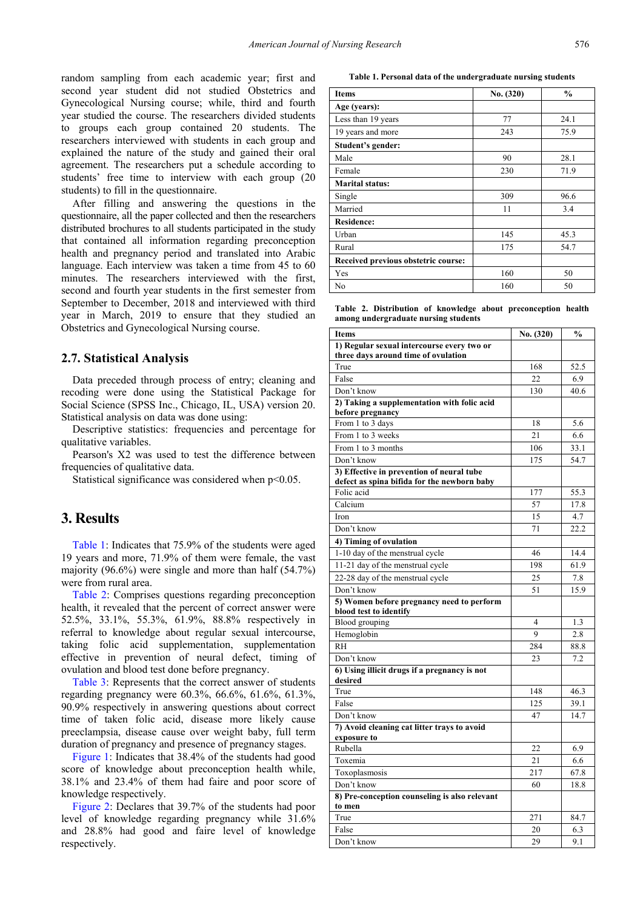random sampling from each academic year; first and second year student did not studied Obstetrics and Gynecological Nursing course; while, third and fourth year studied the course. The researchers divided students to groups each group contained 20 students. The researchers interviewed with students in each group and explained the nature of the study and gained their oral agreement. The researchers put a schedule according to students' free time to interview with each group (20 students) to fill in the questionnaire.

After filling and answering the questions in the questionnaire, all the paper collected and then the researchers distributed brochures to all students participated in the study that contained all information regarding preconception health and pregnancy period and translated into Arabic language. Each interview was taken a time from 45 to 60 minutes. The researchers interviewed with the first, second and fourth year students in the first semester from September to December, 2018 and interviewed with third year in March, 2019 to ensure that they studied an Obstetrics and Gynecological Nursing course.

## 2.7. Statistical Analysis

Data preceded through process of entry; cleaning and recoding were done using the Statistical Package for Social Science (SPSS Inc., Chicago, IL, USA) version 20. Statistical analysis on data was done using:

Descriptive statistics: frequencies and percentage for qualitative variables.

Pearson's X2 was used to test the difference between frequencies of qualitative data.

Statistical significance was considered when $p<0.05$.

# 3. Results

Table 1: Indicates that 75.9% of the students were aged 19 years and more, 71.9% of them were female, the vast majority (96.6%) were single and more than half (54.7%) were from rural area.

Table 2: Comprises questions regarding preconception health, it revealed that the percent of correct answer were 52.5%, 33.1%, 55.3%, 61.9%, 88.8% respectively in referral to knowledge about regular sexual intercourse, taking folic acid supplementation, supplementation effective in prevention of neural defect, timing of ovulation and blood test done before pregnancy.

Table 3: Represents that the correct answer of students regarding pregnancy were 60.3%, 66.6%, 61.6%, 61.3%, 90.9% respectively in answering questions about correct time of taken folic acid, disease more likely cause preeclampsia, disease cause over weight baby, full term duration of pregnancy and presence of pregnancy stages.

Figure 1: Indicates that 38.4% of the students had good score of knowledge about preconception health while, 38.1% and 23.4% of them had faire and poor score of knowledge respectively.

Figure 2: Declares that 39.7% of the students had poor level of knowledge regarding pregnancy while 31.6% and 28.8% had good and faire level of knowledge respectively.

**Table 1. Personal data of the undergraduate nursing students**

| Items | No. (320) | % |
|---|---|---|
| **Age (years):** | | |
| Less than 19 years | 77 | 24.1 |
| 19 years and more | 243 | 75.9 |
| **Student's gender:** | | |
| Male | 90 | 28.1 |
| Female | 230 | 71.9 |
| **Marital status:** | | |
| Single | 309 | 96.6 |
| Married | 11 | 3.4 |
| **Residence:** | | |
| Urban | 145 | 45.3 |
| Rural | 175 | 54.7 |
| **Received previous obstetric course:** | | |
| Yes | 160 | 50 |
| No | 160 | 50 |

**Table 2. Distribution of knowledge about preconception health among undergraduate nursing students**

| Items | No. (320) | % |
|---|---|---|
| **1) Regular sexual intercourse every two or three days around time of ovulation** | | |
| True | 168 | 52.5 |
| False | 22 | 6.9 |
| Don't know | 130 | 40.6 |
| **2) Taking a supplementation with folic acid before pregnancy** | | |
| From 1 to 3 days | 18 | 5.6 |
| From 1 to 3 weeks | 21 | 6.6 |
| From 1 to 3 months | 106 | 33.1 |
| Don't know | 175 | 54.7 |
| **3) Effective in prevention of neural tube defect as spina bifida for the newborn baby** | | |
| Folic acid | 177 | 55.3 |
| Calcium | 57 | 17.8 |
| Iron | 15 | 4.7 |
| Don't know | 71 | 22.2 |
| **4) Timing of ovulation** | | |
| 1-10 day of the menstrual cycle | 46 | 14.4 |
| 11-21 day of the menstrual cycle | 198 | 61.9 |
| 22-28 day of the menstrual cycle | 25 | 7.8 |
| Don't know | 51 | 15.9 |
| **5) Women before pregnancy need to perform blood test to identify** | | |
| Blood grouping | 4 | 1.3 |
| Hemoglobin | 9 | 2.8 |
| RH | 284 | 88.8 |
| Don't know | 23 | 7.2 |
| **6) Using illicit drugs if a pregnancy is not desired** | | |
| True | 148 | 46.3 |
| False | 125 | 39.1 |
| Don't know | 47 | 14.7 |
| **7) Avoid cleaning cat litter trays to avoid exposure to** | | |
| Rubella | 22 | 6.9 |
| Toxemia | 21 | 6.6 |
| Toxoplasmosis | 217 | 67.8 |
| Don't know | 60 | 18.8 |
| **8) Pre-conception counseling is also relevant to men** | | |
| True | 271 | 84.7 |
| False | 20 | 6.3 |
| Don't know | 29 | 9.1 |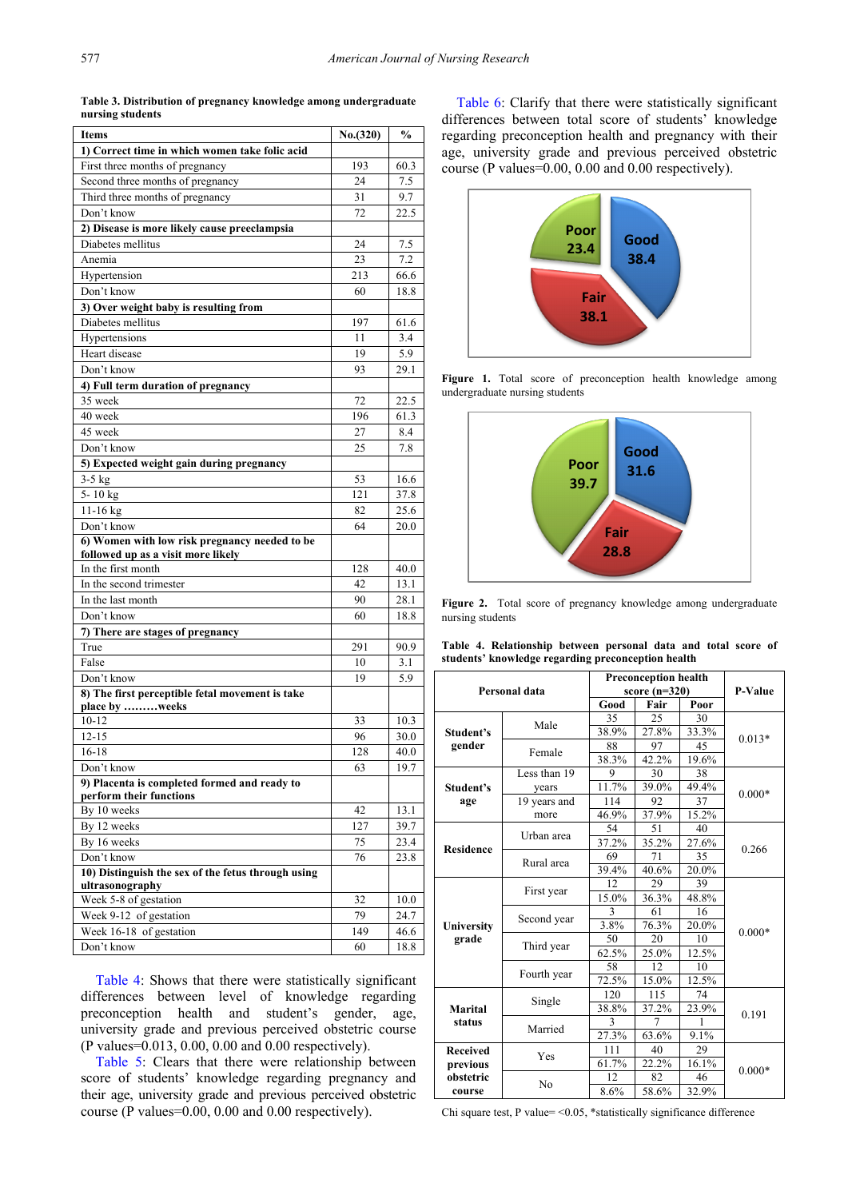**Table 3. Distribution of pregnancy knowledge among undergraduate nursing students**

| Items | No.(320) | % |
|---|---|---|
| **1) Correct time in which women take folic acid** | | |
| First three months of pregnancy | 193 | 60.3 |
| Second three months of pregnancy | 24 | 7.5 |
| Third three months of pregnancy | 31 | 9.7 |
| Don't know | 72 | 22.5 |
| **2) Disease is more likely cause preeclampsia** | | |
| Diabetes mellitus | 24 | 7.5 |
| Anemia | 23 | 7.2 |
| Hypertension | 213 | 66.6 |
| Don't know | 60 | 18.8 |
| **3) Over weight baby is resulting from** | | |
| Diabetes mellitus | 197 | 61.6 |
| Hypertensions | 11 | 3.4 |
| Heart disease | 19 | 5.9 |
| Don't know | 93 | 29.1 |
| **4) Full term duration of pregnancy** | | |
| 35 week | 72 | 22.5 |
| 40 week | 196 | 61.3 |
| 45 week | 27 | 8.4 |
| Don't know | 25 | 7.8 |
| **5) Expected weight gain during pregnancy** | | |
| 3-5 kg | 53 | 16.6 |
| 5- 10 kg | 121 | 37.8 |
| 11-16 kg | 82 | 25.6 |
| Don't know | 64 | 20.0 |
| **6) Women with low risk pregnancy needed to be followed up as a visit more likely** | | |
| In the first month | 128 | 40.0 |
| In the second trimester | 42 | 13.1 |
| In the last month | 90 | 28.1 |
| Don't know | 60 | 18.8 |
| **7) There are stages of pregnancy** | | |
| True | 291 | 90.9 |
| False | 10 | 3.1 |
| Don't know | 19 | 5.9 |
| **8) The first perceptible fetal movement is take place by .........weeks** | | |
| 10-12 | 33 | 10.3 |
| 12-15 | 96 | 30.0 |
| 16-18 | 128 | 40.0 |
| Don't know | 63 | 19.7 |
| **9) Placenta is completed formed and ready to perform their functions** | | |
| By 10 weeks | 42 | 13.1 |
| By 12 weeks | 127 | 39.7 |
| By 16 weeks | 75 | 23.4 |
| Don't know | 76 | 23.8 |
| **10) Distinguish the sex of the fetus through using ultrasonography** | | |
| Week 5-8 of gestation | 32 | 10.0 |
| Week 9-12 of gestation | 79 | 24.7 |
| Week 16-18 of gestation | 149 | 46.6 |
| Don't know | 60 | 18.8 |

Table 4: Shows that there were statistically significant differences between level of knowledge regarding preconception health and student's gender, age, university grade and previous perceived obstetric course (P values=0.013, 0.00, 0.00 and 0.00 respectively).

Table 5: Clears that there were relationship between score of students' knowledge regarding pregnancy and their age, university grade and previous perceived obstetric course (P values=0.00, 0.00 and 0.00 respectively).

Table 6: Clarify that there were statistically significant differences between total score of students' knowledge regarding preconception health and pregnancy with their age, university grade and previous perceived obstetric course (P values=0.00, 0.00 and 0.00 respectively).

| Poor | Fair | Good |
|---|---|---|
| 23.4 | 38.1 | 38.4 |

**Figure 1.** Total score of preconception health knowledge among undergraduate nursing students

| Poor | Fair | Good |
|---|---|---|
| 39.7 | 28.8 | 31.6 |

**Figure 2.** Total score of pregnancy knowledge among undergraduate nursing students

**Table 4. Relationship between personal data and total score of students' knowledge regarding preconception health**

| Personal data | | Preconception health score (n=320) | | | P-Value |
|---|---|---|---|---|---|
| | | Good | Fair | Poor | |
| Student's gender | Male | 35 | 25 | 30 | 0.013* |
| | | 38.9% | 27.8% | 33.3% | |
| | Female | 88 | 97 | 45 | |
| | | 38.3% | 42.2% | 19.6% | |
| Student's age | Less than 19 years | 9 | 30 | 38 | 0.000* |
| | | 11.7% | 39.0% | 49.4% | |
| | 19 years and more | 114 | 92 | 37 | |
| | | 46.9% | 37.9% | 15.2% | |
| Residence | Urban area | 54 | 51 | 40 | 0.266 |
| | | 37.2% | 35.2% | 27.6% | |
| | Rural area | 69 | 71 | 35 | |
| | | 39.4% | 40.6% | 20.0% | |
| University grade | First year | 12 | 29 | 39 | 0.000* |
| | | 15.0% | 36.3% | 48.8% | |
| | Second year | 3 | 61 | 16 | |
| | | 3.8% | 76.3% | 20.0% | |
| | Third year | 50 | 20 | 10 | |
| | | 62.5% | 25.0% | 12.5% | |
| | Fourth year | 58 | 12 | 10 | |
| | | 72.5% | 15.0% | 12.5% | |
| Marital status | Single | 120 | 115 | 74 | 0.191 |
| | | 38.8% | 37.2% | 23.9% | |
| | Married | 3 | 7 | 1 | |
| | | 27.3% | 63.6% | 9.1% | |
| Received previous obstetric course | Yes | 111 | 40 | 29 | 0.000* |
| | | 61.7% | 22.2% | 16.1% | |
| | No | 12 | 82 | 46 | |
| | | 8.6% | 58.6% | 32.9% | |

Chi square test, P value= <0.05, *statistically significance difference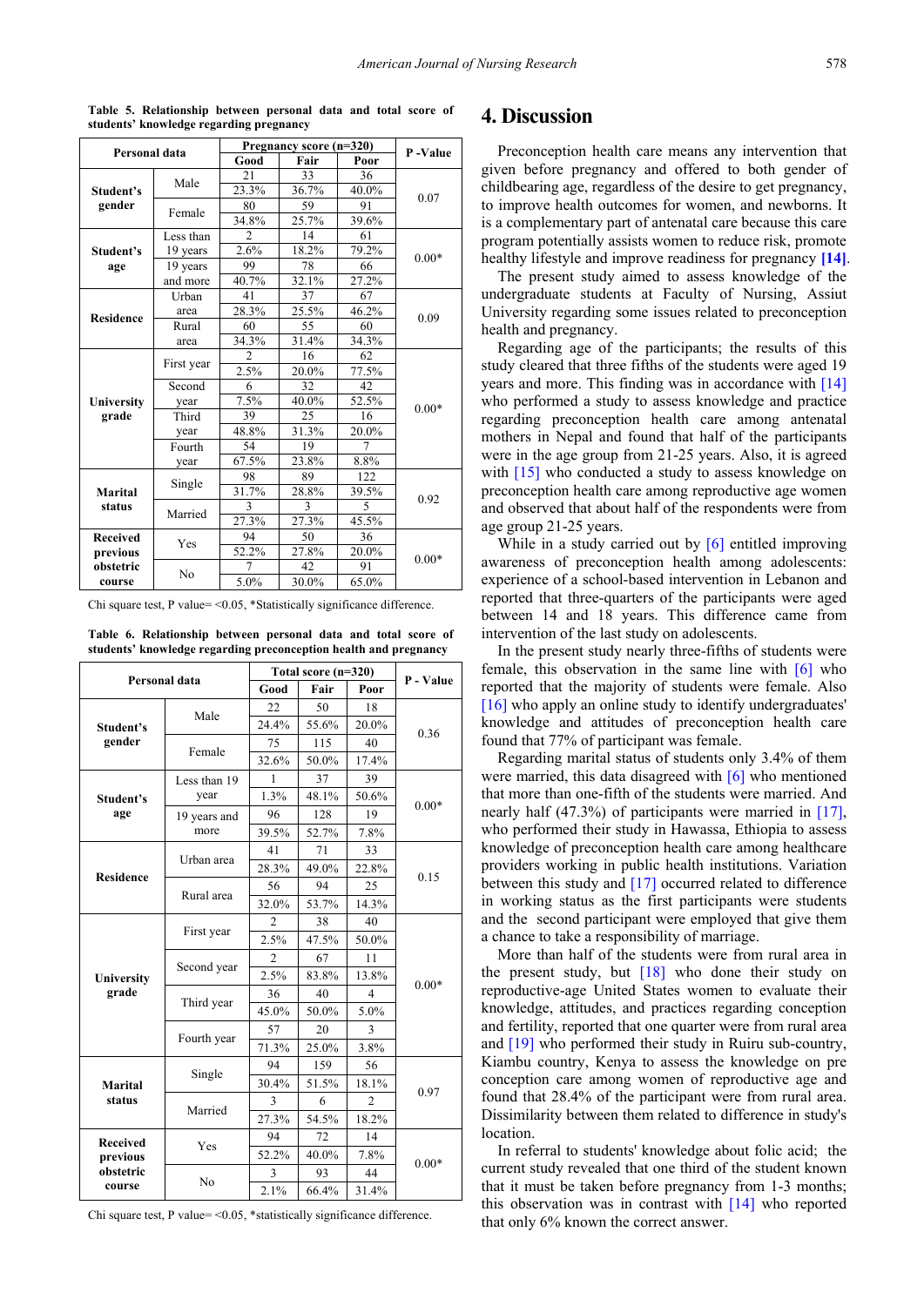**Table 5. Relationship between personal data and total score of students' knowledge regarding pregnancy**

| Personal data | | Pregnancy score (n=320) | | | P -Value |
|---|---|---|---|---|---|
| | | Good | Fair | Poor | |
| Student's gender | Male | 21 | 33 | 36 | 0.07 |
| | | 23.3% | 36.7% | 40.0% | |
| | Female | 80 | 59 | 91 | |
| | | 34.8% | 25.7% | 39.6% | |
| Student's age | Less than 19 years | 2 | 14 | 61 | 0.00* |
| | | 2.6% | 18.2% | 79.2% | |
| | 19 years and more | 99 | 78 | 66 | |
| | | 40.7% | 32.1% | 27.2% | |
| Residence | Urban area | 41 | 37 | 67 | 0.09 |
| | | 28.3% | 25.5% | 46.2% | |
| | Rural area | 60 | 55 | 60 | |
| | | 34.3% | 31.4% | 34.3% | |
| University grade | First year | 2 | 16 | 62 | 0.00* |
| | | 2.5% | 20.0% | 77.5% | |
| | Second year | 6 | 32 | 42 | |
| | | 7.5% | 40.0% | 52.5% | |
| | Third year | 39 | 25 | 16 | |
| | | 48.8% | 31.3% | 20.0% | |
| | Fourth year | 54 | 19 | 7 | |
| | | 67.5% | 23.8% | 8.8% | |
| Marital status | Single | 98 | 89 | 122 | 0.92 |
| | | 31.7% | 28.8% | 39.5% | |
| | Married | 3 | 3 | 5 | |
| | | 27.3% | 27.3% | 45.5% | |
| Received previous obstetric course | Yes | 94 | 50 | 36 | 0.00* |
| | | 52.2% | 27.8% | 20.0% | |
| | No | 7 | 42 | 91 | |
| | | 5.0% | 30.0% | 65.0% | |

Chi square test, P value= <0.05, *Statistically significance difference.

**Table 6. Relationship between personal data and total score of students' knowledge regarding preconception health and pregnancy**

| Personal data | | Total score (n=320) | | | P - Value |
|---|---|---|---|---|---|
| | | Good | Fair | Poor | |
| Student's gender | Male | 22 | 50 | 18 | 0.36 |
| | | 24.4% | 55.6% | 20.0% | |
| | Female | 75 | 115 | 40 | |
| | | 32.6% | 50.0% | 17.4% | |
| Student's age | Less than 19 year | 1 | 37 | 39 | 0.00* |
| | | 1.3% | 48.1% | 50.6% | |
| | 19 years and more | 96 | 128 | 19 | |
| | | 39.5% | 52.7% | 7.8% | |
| Residence | Urban area | 41 | 71 | 33 | 0.15 |
| | | 28.3% | 49.0% | 22.8% | |
| | Rural area | 56 | 94 | 25 | |
| | | 32.0% | 53.7% | 14.3% | |
| University grade | First year | 2 | 38 | 40 | 0.00* |
| | | 2.5% | 47.5% | 50.0% | |
| | Second year | 2 | 67 | 11 | |
| | | 2.5% | 83.8% | 13.8% | |
| | Third year | 36 | 40 | 4 | |
| | | 45.0% | 50.0% | 5.0% | |
| | Fourth year | 57 | 20 | 3 | |
| | | 71.3% | 25.0% | 3.8% | |
| Marital status | Single | 94 | 159 | 56 | 0.97 |
| | | 30.4% | 51.5% | 18.1% | |
| | Married | 3 | 6 | 2 | |
| | | 27.3% | 54.5% | 18.2% | |
| Received previous obstetric course | Yes | 94 | 72 | 14 | 0.00* |
| | | 52.2% | 40.0% | 7.8% | |
| | No | 3 | 93 | 44 | |
| | | 2.1% | 66.4% | 31.4% | |

Chi square test, P value= <0.05, *statistically significance difference.

## 4. Discussion

Preconception health care means any intervention that given before pregnancy and offered to both gender of childbearing age, regardless of the desire to get pregnancy, to improve health outcomes for women, and newborns. It is a complementary part of antenatal care because this care program potentially assists women to reduce risk, promote healthy lifestyle and improve readiness for pregnancy **[14]**.

The present study aimed to assess knowledge of the undergraduate students at Faculty of Nursing, Assiut University regarding some issues related to preconception health and pregnancy.

Regarding age of the participants; the results of this study cleared that three fifths of the students were aged 19 years and more. This finding was in accordance with [14] who performed a study to assess knowledge and practice regarding preconception health care among antenatal mothers in Nepal and found that half of the participants were in the age group from 21-25 years. Also, it is agreed with [15] who conducted a study to assess knowledge on preconception health care among reproductive age women and observed that about half of the respondents were from age group 21-25 years.

While in a study carried out by [6] entitled improving awareness of preconception health among adolescents: experience of a school-based intervention in Lebanon and reported that three-quarters of the participants were aged between 14 and 18 years. This difference came from intervention of the last study on adolescents.

In the present study nearly three-fifths of students were female, this observation in the same line with [6] who reported that the majority of students were female. Also [16] who apply an online study to identify undergraduates' knowledge and attitudes of preconception health care found that 77% of participant was female.

Regarding marital status of students only 3.4% of them were married, this data disagreed with [6] who mentioned that more than one-fifth of the students were married. And nearly half (47.3%) of participants were married in [17], who performed their study in Hawassa, Ethiopia to assess knowledge of preconception health care among healthcare providers working in public health institutions. Variation between this study and [17] occurred related to difference in working status as the first participants were students and the second participant were employed that give them a chance to take a responsibility of marriage.

More than half of the students were from rural area in the present study, but [18] who done their study on reproductive-age United States women to evaluate their knowledge, attitudes, and practices regarding conception and fertility, reported that one quarter were from rural area and [19] who performed their study in Ruiru sub-country, Kiambu country, Kenya to assess the knowledge on pre conception care among women of reproductive age and found that 28.4% of the participant were from rural area. Dissimilarity between them related to difference in study's location.

In referral to students' knowledge about folic acid; the current study revealed that one third of the student known that it must be taken before pregnancy from 1-3 months; this observation was in contrast with [14] who reported that only 6% known the correct answer.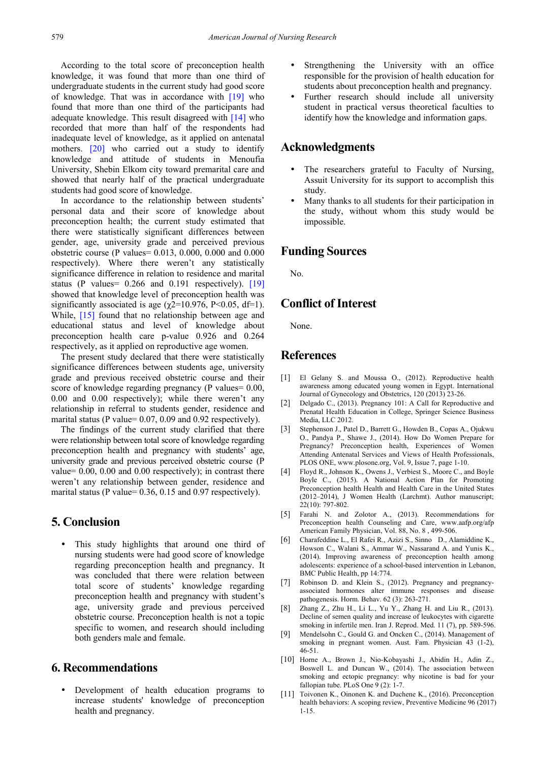According to the total score of preconception health knowledge, it was found that more than one third of undergraduate students in the current study had good score of knowledge. That was in accordance with [19] who found that more than one third of the participants had adequate knowledge. This result disagreed with [14] who recorded that more than half of the respondents had inadequate level of knowledge, as it applied on antenatal mothers. [20] who carried out a study to identify knowledge and attitude of students in Menoufia University, Shebin Elkom city toward premarital care and showed that nearly half of the practical undergraduate students had good score of knowledge.

In accordance to the relationship between students' personal data and their score of knowledge about preconception health; the current study estimated that there were statistically significant differences between gender, age, university grade and perceived previous obstetric course (P values= 0.013, 0.000, 0.000 and 0.000 respectively). Where there weren't any statistically significance difference in relation to residence and marital status (P values= 0.266 and 0.191 respectively). [19] showed that knowledge level of preconception health was significantly associated is age ($\chi 2$=10.976, $P<0.05$, df=1). While, [15] found that no relationship between age and educational status and level of knowledge about preconception health care p-value 0.926 and 0.264 respectively, as it applied on reproductive age women.

The present study declared that there were statistically significance differences between students age, university grade and previous received obstetric course and their score of knowledge regarding pregnancy (P values= 0.00, 0.00 and 0.00 respectively); while there weren't any relationship in referral to students gender, residence and marital status (P value= 0.07, 0.09 and 0.92 respectively).

The findings of the current study clarified that there were relationship between total score of knowledge regarding preconception health and pregnancy with students' age, university grade and previous perceived obstetric course (P value= 0.00, 0.00 and 0.00 respectively); in contrast there weren't any relationship between gender, residence and marital status (P value= 0.36, 0.15 and 0.97 respectively).

## 5. Conclusion

- This study highlights that around one third of nursing students were had good score of knowledge regarding preconception health and pregnancy. It was concluded that there were relation between total score of students' knowledge regarding preconception health and pregnancy with student's age, university grade and previous perceived obstetric course. Preconception health is not a topic specific to women, and research should including both genders male and female.

## 6. Recommendations

- Development of health education programs to increase students' knowledge of preconception health and pregnancy.
- Strengthening the University with an office responsible for the provision of health education for students about preconception health and pregnancy.
- Further research should include all university student in practical versus theoretical faculties to identify how the knowledge and information gaps.

## Acknowledgments

- The researchers grateful to Faculty of Nursing, Assuit University for its support to accomplish this study.
- Many thanks to all students for their participation in the study, without whom this study would be impossible.

## Funding Sources

No.

## Conflict of Interest

None.

## References

[1] El Gelany S. and Moussa O., (2012). Reproductive health awareness among educated young women in Egypt. International Journal of Gynecology and Obstetrics, 120 (2013) 23-26.

[2] Delgado C., (2013). Pregnancy 101: A Call for Reproductive and Prenatal Health Education in College, Springer Science Business Media, LLC 2012.

[3] Stephenson J., Patel D., Barrett G., Howden B., Copas A., Ojukwu O., Pandya P., Shawe J., (2014). How Do Women Prepare for Pregnancy? Preconception health, Experiences of Women Attending Antenatal Services and Views of Health Professionals, PLOS ONE, www.plosone.org, Vol. 9, Issue 7, page 1-10.

[4] Floyd R., Johnson K., Owens J., Verbiest S., Moore C., and Boyle Boyle C., (2015). A National Action Plan for Promoting Preconception health Health and Health Care in the United States (2012–2014), J Women Health (Larchmt). Author manuscript; 22(10): 797-802.

[5] Farahi N. and Zolotor A., (2013). Recommendations for Preconception health Counseling and Care, www.aafp.org/afp American Family Physician, Vol. 88, No. 8 , 499-506.

[6] Charafeddine L., El Rafei R., Azizi S., Sinno D., Alamiddine K., Howson C., Walani S., Ammar W., Nassarand A. and Yunis K., (2014). Improving awareness of preconception health among adolescents: experience of a school-based intervention in Lebanon, BMC Public Health, pp 14:774.

[7] Robinson D. and Klein S., (2012). Pregnancy and pregnancy-associated hormones alter immune responses and disease pathogenesis. Horm. Behav. 62 (3): 263-271.

[8] Zhang Z., Zhu H., Li L., Yu Y., Zhang H. and Liu R., (2013). Decline of semen quality and increase of leukocytes with cigarette smoking in infertile men. Iran J. Reprod. Med. 11 (7), pp. 589-596.

[9] Mendelsohn C., Gould G. and Oncken C., (2014). Management of smoking in pregnant women. Aust. Fam. Physician 43 (1-2), 46-51.

[10] Horne A., Brown J., Nio-Kobayashi J., Abidin H., Adin Z., Boswell L. and Duncan W., (2014). The association between smoking and ectopic pregnancy: why nicotine is bad for your fallopian tube. PLoS One 9 (2): 1-7.

[11] Toivonen K., Oinonen K. and Duchene K., (2016). Preconception health behaviors: A scoping review, Preventive Medicine 96 (2017) 1-15.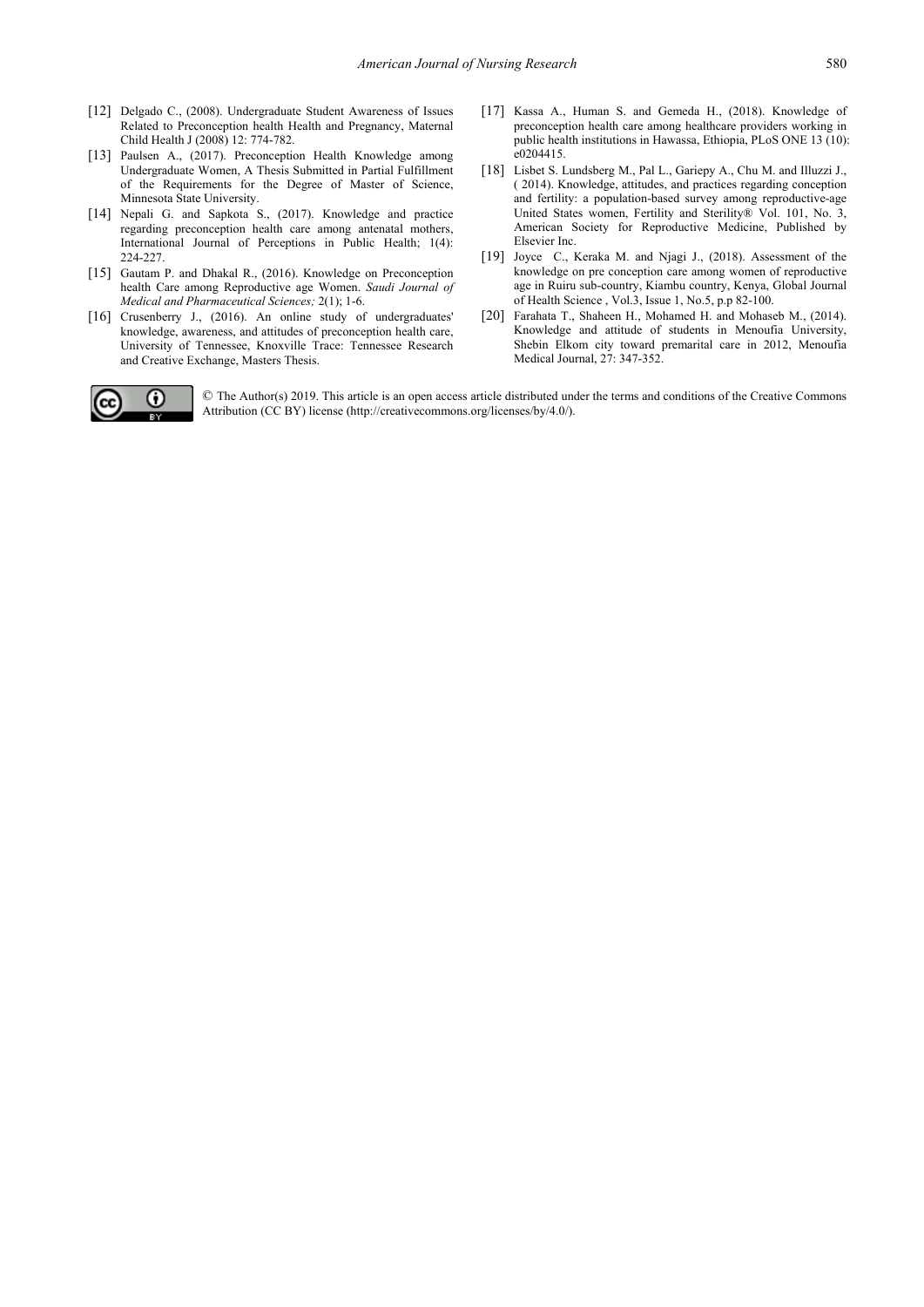[12] Delgado C., (2008). Undergraduate Student Awareness of Issues Related to Preconception health Health and Pregnancy, Maternal Child Health J (2008) 12: 774-782.

[13] Paulsen A., (2017). Preconception Health Knowledge among Undergraduate Women, A Thesis Submitted in Partial Fulfillment of the Requirements for the Degree of Master of Science, Minnesota State University.

[14] Nepali G. and Sapkota S., (2017). Knowledge and practice regarding preconception health care among antenatal mothers, International Journal of Perceptions in Public Health; 1(4): 224-227.

[15] Gautam P. and Dhakal R., (2016). Knowledge on Preconception health Care among Reproductive age Women. *Saudi Journal of Medical and Pharmaceutical Sciences;* 2(1); 1-6.

[16] Crusenberry J., (2016). An online study of undergraduates' knowledge, awareness, and attitudes of preconception health care, University of Tennessee, Knoxville Trace: Tennessee Research and Creative Exchange, Masters Thesis.

[17] Kassa A., Human S. and Gemeda H., (2018). Knowledge of preconception health care among healthcare providers working in public health institutions in Hawassa, Ethiopia, PLoS ONE 13 (10): e0204415.

[18] Lisbet S. Lundsberg M., Pal L., Gariepy A., Chu M. and Illuzzi J., ( 2014). Knowledge, attitudes, and practices regarding conception and fertility: a population-based survey among reproductive-age United States women, Fertility and Sterility® Vol. 101, No. 3, American Society for Reproductive Medicine, Published by Elsevier Inc.

[19] Joyce C., Keraka M. and Njagi J., (2018). Assessment of the knowledge on pre conception care among women of reproductive age in Ruiru sub-country, Kiambu country, Kenya, Global Journal of Health Science , Vol.3, Issue 1, No.5, p.p 82-100.

[20] Farahata T., Shaheen H., Mohamed H. and Mohaseb M., (2014). Knowledge and attitude of students in Menoufia University, Shebin Elkom city toward premarital care in 2012, Menoufia Medical Journal, 27: 347-352.

© The Author(s) 2019. This article is an open access article distributed under the terms and conditions of the Creative Commons Attribution (CC BY) license (http://creativecommons.org/licenses/by/4.0/).